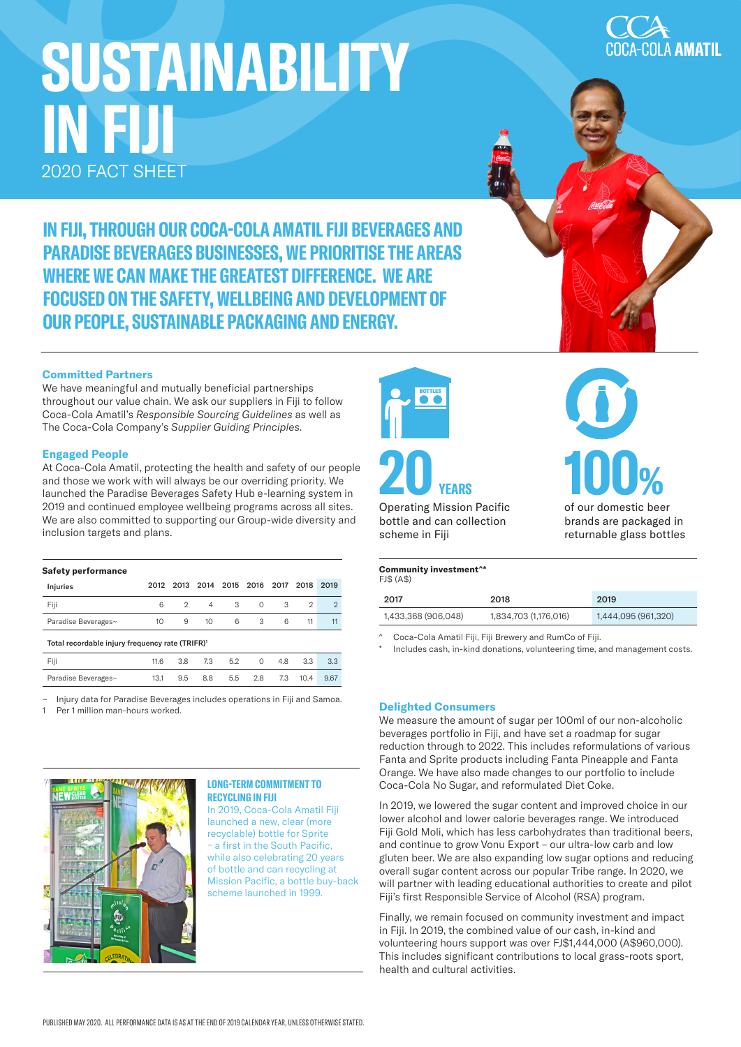# SUSTAINABILITY IN FIJI

2020 FACT SHEET

## IN FIJI, THROUGH OUR COCA-COLA AMATIL FIJI BEVERAGES AND PARADISE BEVERAGES BUSINESSES, WE PRIORITISE THE AREAS WHERE WE CAN MAKE THE GREATEST DIFFERENCE. WE ARE FOCUSED ON THE SAFETY, WELLBEING AND DEVELOPMENT OF OUR PEOPLE, SUSTAINABLE PACKAGING AND ENERGY.

### Committed Partners

We have meaningful and mutually beneficial partnerships throughout our value chain. We ask our suppliers in Fiji to follow Coca-Cola Amatil's *Responsible Sourcing Guidelines* as well as The Coca-Cola Company's *Supplier Guiding Principles*.

### Engaged People

At Coca-Cola Amatil, protecting the health and safety of our people and those we work with will always be our overriding priority. We launched the Paradise Beverages Safety Hub e-learning system in 2019 and continued employee wellbeing programs across all sites. We are also committed to supporting our Group-wide diversity and inclusion targets and plans.

**Safety performance**

| Injuries | 2012 | 2013 | 2014 | 2015 | 2016 | 2017 | 2018 | 2019 |
|---|---|---|---|---|---|---|---|---|
| Fiji | 6 | 2 | 4 | 3 | 0 | 3 | 2 | 2 |
| Paradise Beverages~ | 10 | 9 | 10 | 6 | 3 | 6 | 11 | 11 |
| **Total recordable injury frequency rate (TRIFR)[1]** | | | | | | | | |
| Fiji | 11.6 | 3.8 | 7.3 | 5.2 | 0 | 4.8 | 3.3 | 3.3 |
| Paradise Beverages~ | 13.1 | 9.5 | 8.8 | 5.5 | 2.8 | 7.3 | 10.4 | 9.67 |

~ Injury data for Paradise Beverages includes operations in Fiji and Samoa.
1 Per 1 million man-hours worked.

**20 YEARS**
Operating Mission Pacific bottle and can collection scheme in Fiji

**100%**
of our domestic beer brands are packaged in returnable glass bottles

**Community investment^***
FJ$ (A$)

| 2017 | 2018 | 2019 |
|---|---|---|
| 1,433,368 (906,048) | 1,834,703 (1,176,016) | 1,444,095 (961,320) |

^ Coca-Cola Amatil Fiji, Fiji Brewery and RumCo of Fiji.
* Includes cash, in-kind donations, volunteering time, and management costs.

#### LONG-TERM COMMITMENT TO RECYCLING IN FIJI

In 2019, Coca-Cola Amatil Fiji launched a new, clear (more recyclable) bottle for Sprite – a first in the South Pacific, while also celebrating 20 years of bottle and can recycling at Mission Pacific, a bottle buy-back scheme launched in 1999.

### Delighted Consumers

We measure the amount of sugar per 100ml of our non-alcoholic beverages portfolio in Fiji, and have set a roadmap for sugar reduction through to 2022. This includes reformulations of various Fanta and Sprite products including Fanta Pineapple and Fanta Orange. We have also made changes to our portfolio to include Coca-Cola No Sugar, and reformulated Diet Coke.

In 2019, we lowered the sugar content and improved choice in our lower alcohol and lower calorie beverages range. We introduced Fiji Gold Moli, which has less carbohydrates than traditional beers, and continue to grow Vonu Export – our ultra-low carb and low gluten beer. We are also expanding low sugar options and reducing overall sugar content across our popular Tribe range. In 2020, we will partner with leading educational authorities to create and pilot Fiji's first Responsible Service of Alcohol (RSA) program.

Finally, we remain focused on community investment and impact in Fiji. In 2019, the combined value of our cash, in-kind and volunteering hours support was over FJ$1,444,000 (A$960,000). This includes significant contributions to local grass-roots sport, health and cultural activities.

PUBLISHED MAY 2020. ALL PERFORMANCE DATA IS AS AT THE END OF 2019 CALENDAR YEAR, UNLESS OTHERWISE STATED.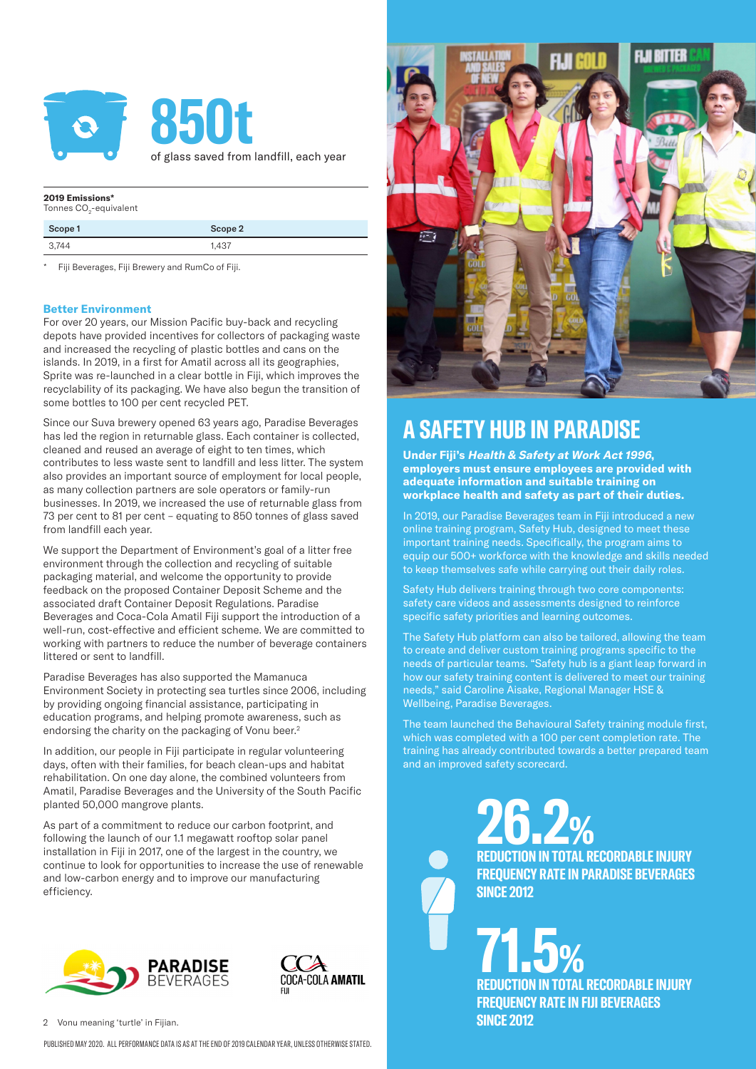**850t**
of glass saved from landfill, each year

**2019 Emissions***
Tonnes $CO_2$-equivalent

| Scope 1 | Scope 2 |
|---|---|
| 3,744 | 1,437 |

\* Fiji Beverages, Fiji Brewery and RumCo of Fiji.

### Better Environment

For over 20 years, our Mission Pacific buy-back and recycling depots have provided incentives for collectors of packaging waste and increased the recycling of plastic bottles and cans on the islands. In 2019, in a first for Amatil across all its geographies, Sprite was re-launched in a clear bottle in Fiji, which improves the recyclability of its packaging. We have also begun the transition of some bottles to 100 per cent recycled PET.

Since our Suva brewery opened 63 years ago, Paradise Beverages has led the region in returnable glass. Each container is collected, cleaned and reused an average of eight to ten times, which contributes to less waste sent to landfill and less litter. The system also provides an important source of employment for local people, as many collection partners are sole operators or family-run businesses. In 2019, we increased the use of returnable glass from 73 per cent to 81 per cent – equating to 850 tonnes of glass saved from landfill each year.

We support the Department of Environment's goal of a litter free environment through the collection and recycling of suitable packaging material, and welcome the opportunity to provide feedback on the proposed Container Deposit Scheme and the associated draft Container Deposit Regulations. Paradise Beverages and Coca-Cola Amatil Fiji support the introduction of a well-run, cost-effective and efficient scheme. We are committed to working with partners to reduce the number of beverage containers littered or sent to landfill.

Paradise Beverages has also supported the Mamanuca Environment Society in protecting sea turtles since 2006, including by providing ongoing financial assistance, participating in education programs, and helping promote awareness, such as endorsing the charity on the packaging of Vonu beer.[2]

In addition, our people in Fiji participate in regular volunteering days, often with their families, for beach clean-ups and habitat rehabilitation. On one day alone, the combined volunteers from Amatil, Paradise Beverages and the University of the South Pacific planted 50,000 mangrove plants.

As part of a commitment to reduce our carbon footprint, and following the launch of our 1.1 megawatt rooftop solar panel installation in Fiji in 2017, one of the largest in the country, we continue to look for opportunities to increase the use of renewable and low-carbon energy and to improve our manufacturing efficiency.

PARADISE BEVERAGES

COCA-COLA AMATIL FIJI

2 Vonu meaning 'turtle' in Fijian.

PUBLISHED MAY 2020. ALL PERFORMANCE DATA IS AS AT THE END OF 2019 CALENDAR YEAR, UNLESS OTHERWISE STATED.

## A SAFETY HUB IN PARADISE

**Under Fiji's *Health & Safety at Work Act 1996*, employers must ensure employees are provided with adequate information and suitable training on workplace health and safety as part of their duties.**

In 2019, our Paradise Beverages team in Fiji introduced a new online training program, Safety Hub, designed to meet these important training needs. Specifically, the program aims to equip our 500+ workforce with the knowledge and skills needed to keep themselves safe while carrying out their daily roles.

Safety Hub delivers training through two core components: safety care videos and assessments designed to reinforce specific safety priorities and learning outcomes.

The Safety Hub platform can also be tailored, allowing the team to create and deliver custom training programs specific to the needs of particular teams. "Safety hub is a giant leap forward in how our safety training content is delivered to meet our training needs," said Caroline Aisake, Regional Manager HSE & Wellbeing, Paradise Beverages.

The team launched the Behavioural Safety training module first, which was completed with a 100 per cent completion rate. The training has already contributed towards a better prepared team and an improved safety scorecard.

**26.2%**
REDUCTION IN TOTAL RECORDABLE INJURY FREQUENCY RATE IN PARADISE BEVERAGES SINCE 2012

**71.5%**
REDUCTION IN TOTAL RECORDABLE INJURY FREQUENCY RATE IN FIJI BEVERAGES SINCE 2012